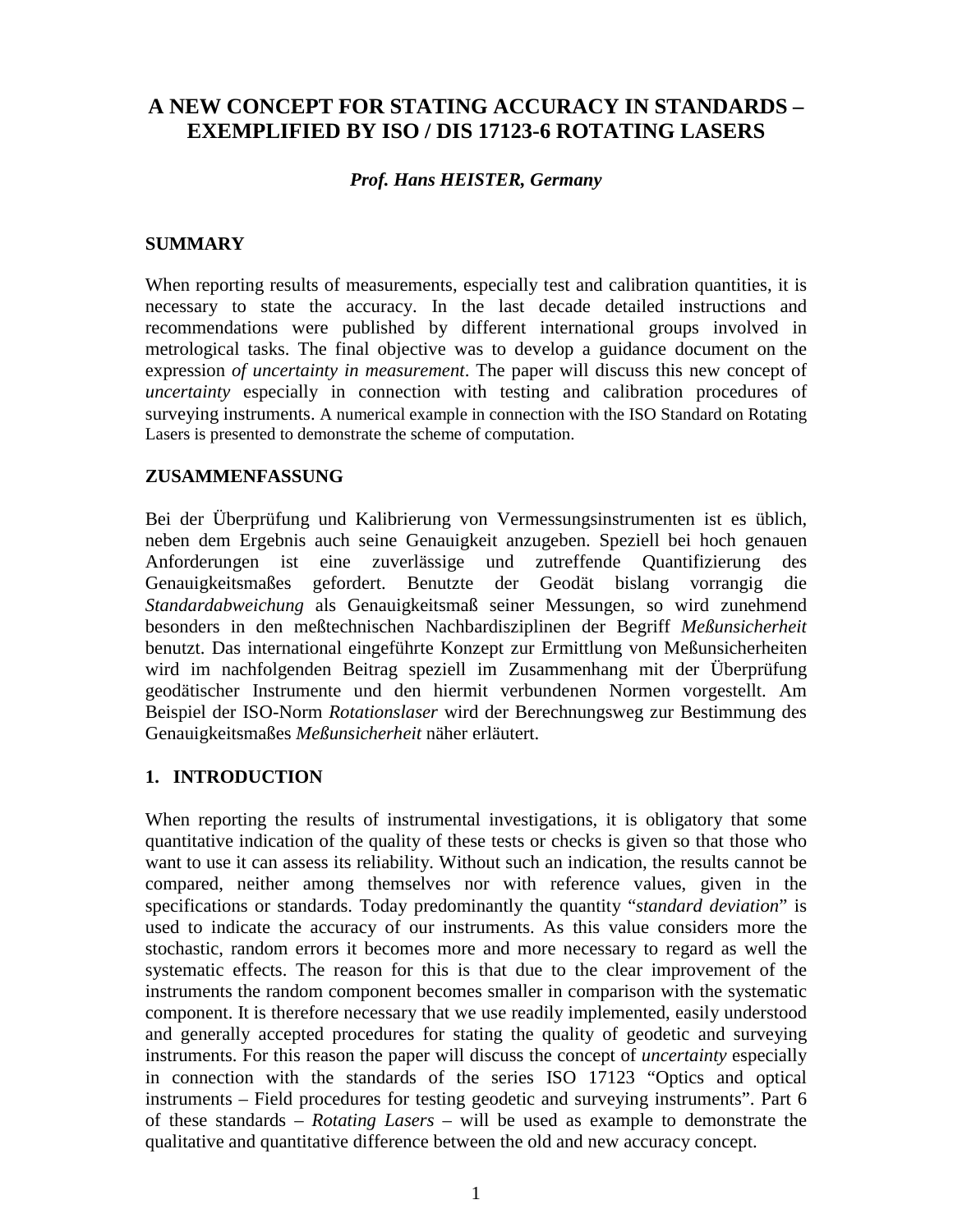# A NEW CONCEPT FOR STATING ACCURACY IN STANDARDS – EXEMPLIFIED BY ISO / DIS 17123-6 ROTATING LASERS

***Prof. Hans HEISTER, Germany***

## SUMMARY

When reporting results of measurements, especially test and calibration quantities, it is necessary to state the accuracy. In the last decade detailed instructions and recommendations were published by different international groups involved in metrological tasks. The final objective was to develop a guidance document on the expression *of uncertainty in measurement*. The paper will discuss this new concept of *uncertainty* especially in connection with testing and calibration procedures of surveying instruments. A numerical example in connection with the ISO Standard on Rotating Lasers is presented to demonstrate the scheme of computation.

## ZUSAMMENFASSUNG

Bei der Überprüfung und Kalibrierung von Vermessungsinstrumenten ist es üblich, neben dem Ergebnis auch seine Genauigkeit anzugeben. Speziell bei hoch genauen Anforderungen ist eine zuverlässige und zutreffende Quantifizierung des Genauigkeitsmaßes gefordert. Benutzte der Geodät bislang vorrangig die *Standardabweichung* als Genauigkeitsmaß seiner Messungen, so wird zunehmend besonders in den meßtechnischen Nachbardisziplinen der Begriff *Meßunsicherheit* benutzt. Das international eingeführte Konzept zur Ermittlung von Meßunsicherheiten wird im nachfolgenden Beitrag speziell im Zusammenhang mit der Überprüfung geodätischer Instrumente und den hiermit verbundenen Normen vorgestellt. Am Beispiel der ISO-Norm *Rotationslaser* wird der Berechnungsweg zur Bestimmung des Genauigkeitsmaßes *Meßunsicherheit* näher erläutert.

## 1. INTRODUCTION

When reporting the results of instrumental investigations, it is obligatory that some quantitative indication of the quality of these tests or checks is given so that those who want to use it can assess its reliability. Without such an indication, the results cannot be compared, neither among themselves nor with reference values, given in the specifications or standards. Today predominantly the quantity "*standard deviation*" is used to indicate the accuracy of our instruments. As this value considers more the stochastic, random errors it becomes more and more necessary to regard as well the systematic effects. The reason for this is that due to the clear improvement of the instruments the random component becomes smaller in comparison with the systematic component. It is therefore necessary that we use readily implemented, easily understood and generally accepted procedures for stating the quality of geodetic and surveying instruments. For this reason the paper will discuss the concept of *uncertainty* especially in connection with the standards of the series ISO 17123 "Optics and optical instruments – Field procedures for testing geodetic and surveying instruments". Part 6 of these standards – *Rotating Lasers* – will be used as example to demonstrate the qualitative and quantitative difference between the old and new accuracy concept.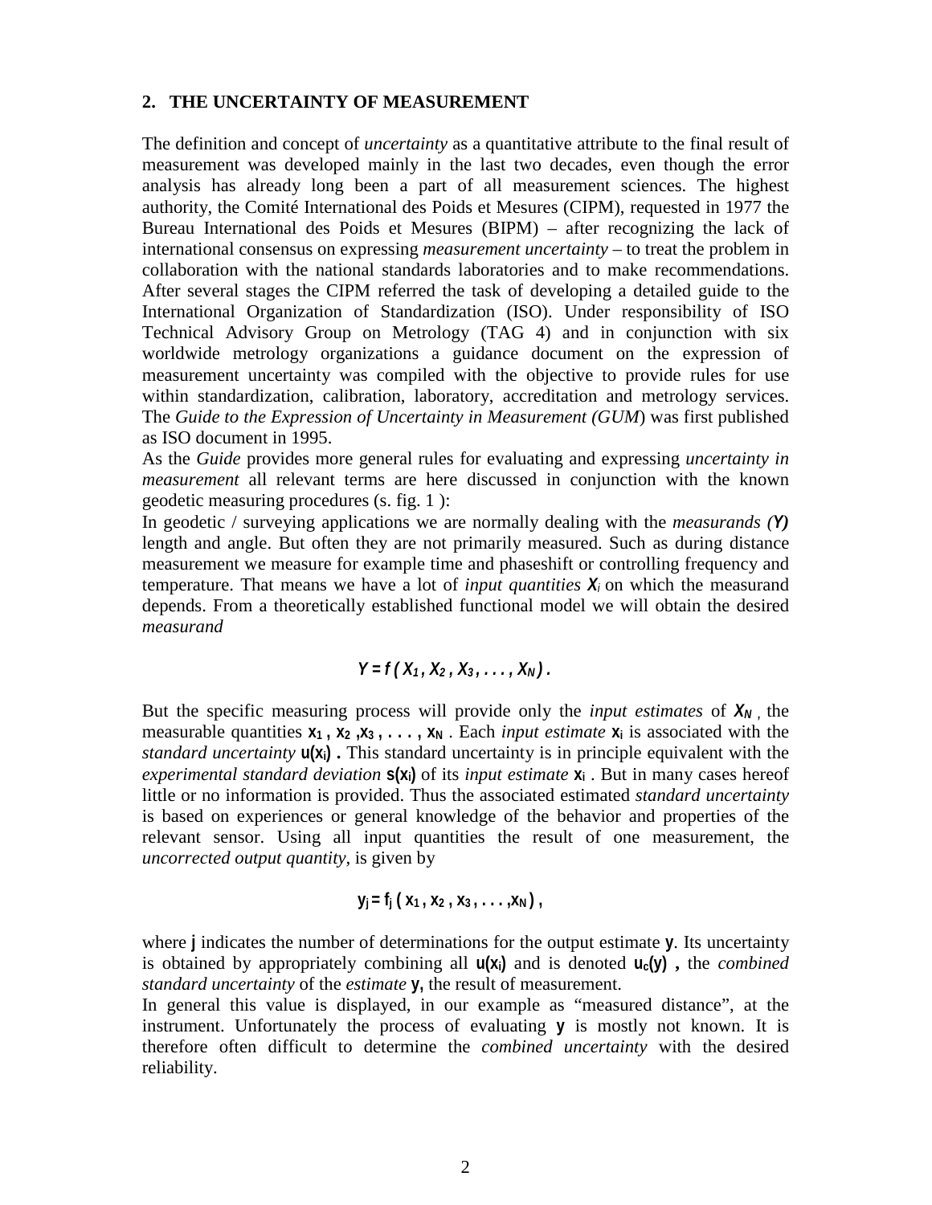## 2. THE UNCERTAINTY OF MEASUREMENT

The definition and concept of *uncertainty* as a quantitative attribute to the final result of measurement was developed mainly in the last two decades, even though the error analysis has already long been a part of all measurement sciences. The highest authority, the Comité International des Poids et Mesures (CIPM), requested in 1977 the Bureau International des Poids et Mesures (BIPM) – after recognizing the lack of international consensus on expressing *measurement uncertainty* – to treat the problem in collaboration with the national standards laboratories and to make recommendations. After several stages the CIPM referred the task of developing a detailed guide to the International Organization of Standardization (ISO). Under responsibility of ISO Technical Advisory Group on Metrology (TAG 4) and in conjunction with six worldwide metrology organizations a guidance document on the expression of measurement uncertainty was compiled with the objective to provide rules for use within standardization, calibration, laboratory, accreditation and metrology services. The *Guide to the Expression of Uncertainty in Measurement (GUM*) was first published as ISO document in 1995.

As the *Guide* provides more general rules for evaluating and expressing *uncertainty in measurement* all relevant terms are here discussed in conjunction with the known geodetic measuring procedures (s. fig. 1 ):

In geodetic / surveying applications we are normally dealing with the *measurands (Y)* length and angle. But often they are not primarily measured. Such as during distance measurement we measure for example time and phaseshift or controlling frequency and temperature. That means we have a lot of *input quantities* $X_i$ on which the measurand depends. From a theoretically established functional model we will obtain the desired *measurand*

$$Y = f\,(X_1, X_2, X_3, \ldots, X_N)\,.$$

But the specific measuring process will provide only the *input estimates* of $X_N$ , the measurable quantities $x_1, x_2, x_3, \ldots, x_N$ . Each *input estimate* $x_i$ is associated with the *standard uncertainty* $u(x_i)$ **.** This standard uncertainty is in principle equivalent with the *experimental standard deviation* $s(x_i)$ of its *input estimate* $x_i$ . But in many cases hereof little or no information is provided. Thus the associated estimated *standard uncertainty* is based on experiences or general knowledge of the behavior and properties of the relevant sensor. Using all input quantities the result of one measurement, the *uncorrected output quantity,* is given by

$$y_j = f_j\,(x_1, x_2, x_3, \ldots, x_N)\,,$$

where $j$ indicates the number of determinations for the output estimate $y$. Its uncertainty is obtained by appropriately combining all $u(x_i)$ and is denoted $u_c(y)$ , the *combined standard uncertainty* of the *estimate* $y$, the result of measurement.

In general this value is displayed, in our example as "measured distance", at the instrument. Unfortunately the process of evaluating $y$ is mostly not known. It is therefore often difficult to determine the *combined uncertainty* with the desired reliability.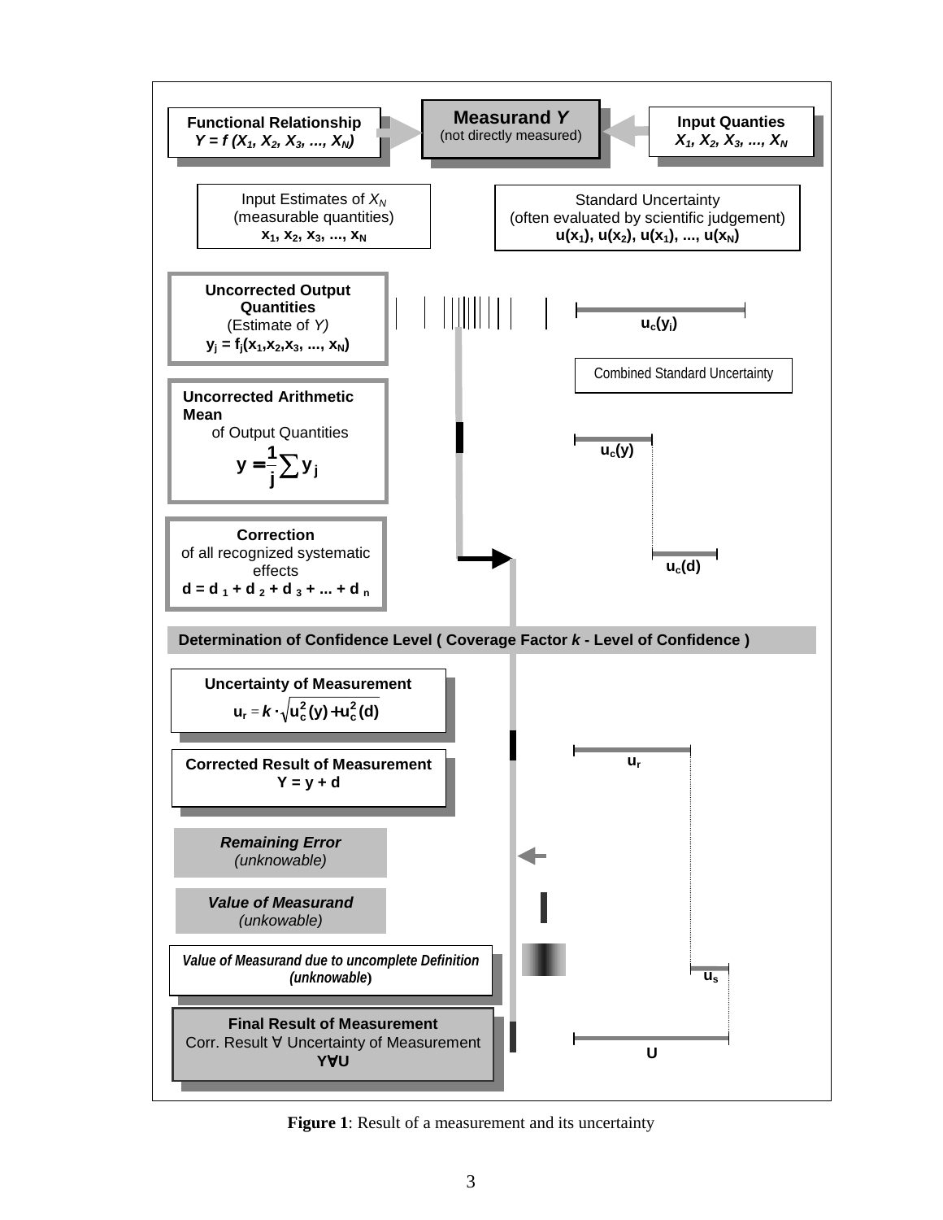**Functional Relationship**
***Y = f (X₁, X₂, X₃, ..., X_N)***

**Measurand *Y***
(not directly measured)

**Input Quanties**
***X₁, X₂, X₃, ..., X_N***

Input Estimates of $X_N$
(measurable quantities)
$\mathbf{x_1, x_2, x_3, ..., x_N}$

Standard Uncertainty
(often evaluated by scientific judgement)
$\mathbf{u(x_1), u(x_2), u(x_1), ..., u(x_N)}$

**Uncorrected Output Quantities**
(Estimate of *Y*)
$\mathbf{y_j = f_j(x_1,x_2,x_3, ..., x_N)}$

$\mathbf{u_c(y_i)}$

Combined Standard Uncertainty

**Uncorrected Arithmetic Mean**
of Output Quantities

$$y = \frac{1}{j}\sum y_j$$

$\mathbf{u_c(y)}$

**Correction**
of all recognized systematic effects
$\mathbf{d = d_1 + d_2 + d_3 + ... + d_n}$

$\mathbf{u_c(d)}$

**Determination of Confidence Level ( Coverage Factor *k* - Level of Confidence )**

**Uncertainty of Measurement**

$$u_r = k \cdot \sqrt{u_c^2(y) + u_c^2(d)}$$

$\mathbf{u_r}$

**Corrected Result of Measurement**
$\mathbf{Y = y + d}$

***Remaining Error***
*(unknowable)*

***Value of Measurand***
*(unkowable)*

***Value of Measurand due to uncomplete Definition***
***(unknowable)***

$\mathbf{u_s}$

**Final Result of Measurement**
Corr. Result ∀ Uncertainty of Measurement
**Y∀U**

**U**

**Figure 1**: Result of a measurement and its uncertainty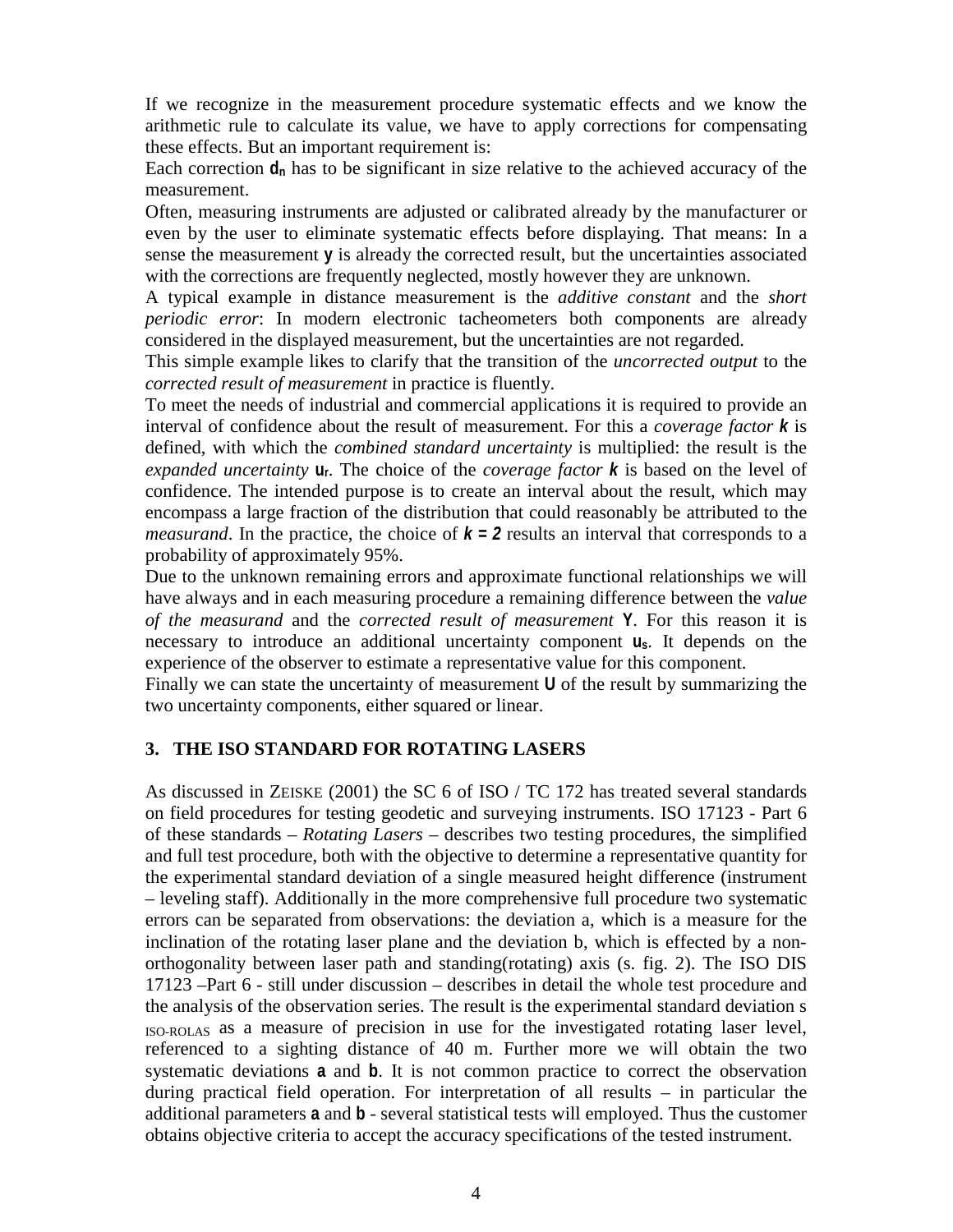If we recognize in the measurement procedure systematic effects and we know the arithmetic rule to calculate its value, we have to apply corrections for compensating these effects. But an important requirement is:

Each correction $d_n$ has to be significant in size relative to the achieved accuracy of the measurement.

Often, measuring instruments are adjusted or calibrated already by the manufacturer or even by the user to eliminate systematic effects before displaying. That means: In a sense the measurement $y$ is already the corrected result, but the uncertainties associated with the corrections are frequently neglected, mostly however they are unknown.

A typical example in distance measurement is the *additive constant* and the *short periodic error*: In modern electronic tacheometers both components are already considered in the displayed measurement, but the uncertainties are not regarded.

This simple example likes to clarify that the transition of the *uncorrected output* to the *corrected result of measurement* in practice is fluently.

To meet the needs of industrial and commercial applications it is required to provide an interval of confidence about the result of measurement. For this a *coverage factor* $k$ is defined, with which the *combined standard uncertainty* is multiplied: the result is the *expanded uncertainty* $u_r$. The choice of the *coverage factor* $k$ is based on the level of confidence. The intended purpose is to create an interval about the result, which may encompass a large fraction of the distribution that could reasonably be attributed to the *measurand*. In the practice, the choice of $k = 2$ results an interval that corresponds to a probability of approximately 95%.

Due to the unknown remaining errors and approximate functional relationships we will have always and in each measuring procedure a remaining difference between the *value of the measurand* and the *corrected result of measurement* $Y$. For this reason it is necessary to introduce an additional uncertainty component $u_s$. It depends on the experience of the observer to estimate a representative value for this component.

Finally we can state the uncertainty of measurement $U$ of the result by summarizing the two uncertainty components, either squared or linear.

## 3. THE ISO STANDARD FOR ROTATING LASERS

As discussed in ZEISKE (2001) the SC 6 of ISO / TC 172 has treated several standards on field procedures for testing geodetic and surveying instruments. ISO 17123 - Part 6 of these standards – *Rotating Lasers* – describes two testing procedures, the simplified and full test procedure, both with the objective to determine a representative quantity for the experimental standard deviation of a single measured height difference (instrument – leveling staff). Additionally in the more comprehensive full procedure two systematic errors can be separated from observations: the deviation a, which is a measure for the inclination of the rotating laser plane and the deviation b, which is effected by a non-orthogonality between laser path and standing(rotating) axis (s. fig. 2). The ISO DIS 17123 –Part 6 - still under discussion – describes in detail the whole test procedure and the analysis of the observation series. The result is the experimental standard deviation $s_{\text{ISO-ROLAS}}$ as a measure of precision in use for the investigated rotating laser level, referenced to a sighting distance of 40 m. Further more we will obtain the two systematic deviations $a$ and $b$. It is not common practice to correct the observation during practical field operation. For interpretation of all results – in particular the additional parameters $a$ and $b$ - several statistical tests will employed. Thus the customer obtains objective criteria to accept the accuracy specifications of the tested instrument.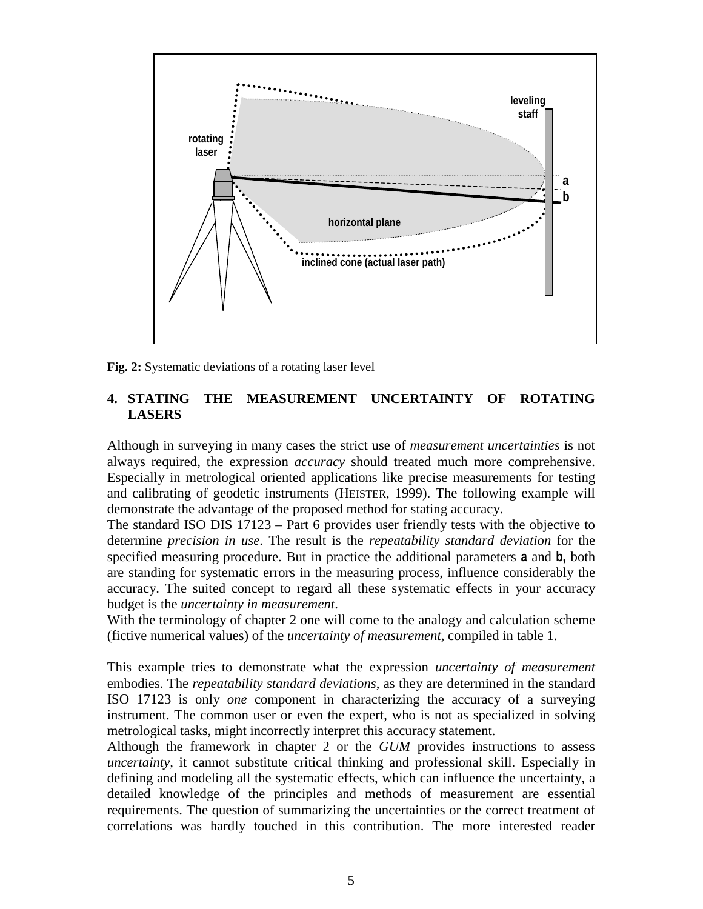**Fig. 2:** Systematic deviations of a rotating laser level

## 4. STATING THE MEASUREMENT UNCERTAINTY OF ROTATING LASERS

Although in surveying in many cases the strict use of *measurement uncertainties* is not always required, the expression *accuracy* should treated much more comprehensive. Especially in metrological oriented applications like precise measurements for testing and calibrating of geodetic instruments (HEISTER, 1999). The following example will demonstrate the advantage of the proposed method for stating accuracy.

The standard ISO DIS 17123 – Part 6 provides user friendly tests with the objective to determine *precision in use*. The result is the *repeatability standard deviation* for the specified measuring procedure. But in practice the additional parameters **a** and **b,** both are standing for systematic errors in the measuring process, influence considerably the accuracy. The suited concept to regard all these systematic effects in your accuracy budget is the *uncertainty in measurement*.

With the terminology of chapter 2 one will come to the analogy and calculation scheme (fictive numerical values) of the *uncertainty of measurement*, compiled in table 1.

This example tries to demonstrate what the expression *uncertainty of measurement* embodies. The *repeatability standard deviations*, as they are determined in the standard ISO 17123 is only *one* component in characterizing the accuracy of a surveying instrument. The common user or even the expert, who is not as specialized in solving metrological tasks, might incorrectly interpret this accuracy statement.

Although the framework in chapter 2 or the *GUM* provides instructions to assess *uncertainty*, it cannot substitute critical thinking and professional skill. Especially in defining and modeling all the systematic effects, which can influence the uncertainty, a detailed knowledge of the principles and methods of measurement are essential requirements. The question of summarizing the uncertainties or the correct treatment of correlations was hardly touched in this contribution. The more interested reader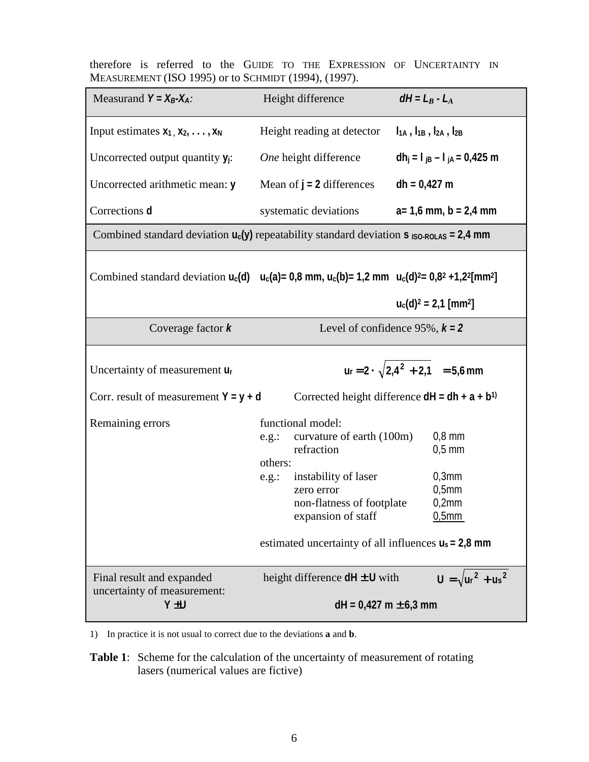therefore is referred to the GUIDE TO THE EXPRESSION OF UNCERTAINTY IN MEASUREMENT (ISO 1995) or to SCHMIDT (1994), (1997).

| Measurand $Y = X_B\text{-}X_A$: | Height difference | $dH = L_B - L_A$ |
|---|---|---|
| Input estimates $x_1, x_2, \ldots, x_N$ | Height reading at detector | $l_{1A}, l_{1B}, l_{2A}, l_{2B}$ |
| Uncorrected output quantity $y_j$: | *One* height difference | $dh_j = l_{jB} - l_{jA} = 0{,}425$ m |
| Uncorrected arithmetic mean: $y$ | Mean of $j = 2$ differences | $dh = 0{,}427$ m |
| Corrections $d$ | systematic deviations | $a = 1{,}6$ mm, $b = 2{,}4$ mm |
| Combined standard deviation $u_c(y)$ repeatability standard deviation $s_{\text{ISO-ROLAS}} = 2{,}4$ mm | | |
| Combined standard deviation $u_c(d)$ | $u_c(a) = 0{,}8$ mm, $u_c(b) = 1{,}2$ mm | $u_c(d)^2 = 0{,}8^2 + 1{,}2^2$ [mm²] <br> $u_c(d)^2 = 2{,}1$ [mm²] |
| Coverage factor $k$ | Level of confidence 95%, $k = 2$ | |
| Uncertainty of measurement $u_r$ | | $u_r = 2 \cdot \sqrt{2{,}4^2 + 2{,}1} = 5{,}6\,\text{mm}$ |
| Corr. result of measurement $Y = y + d$ | Corrected height difference $dH = dh + a + b$[1)] | |
| Remaining errors | functional model: <br> e.g.: curvature of earth (100m) <br> refraction <br> others: <br> e.g.: instability of laser <br> zero error <br> non-flatness of footplate <br> expansion of staff <br><br> estimated uncertainty of all influences $u_s = 2{,}8$ mm | <br> 0,8 mm <br> 0,5 mm <br><br> 0,3mm <br> 0,5mm <br> 0,2mm <br> 0,5mm |
| Final result and expanded uncertainty of measurement: $Y \pm U$ | height difference $dH \pm U$ with <br> $dH = 0{,}427\text{ m} \pm 6{,}3\text{ mm}$ | $U = \sqrt{u_r^2 + u_s^2}$ |

1) In practice it is not usual to correct due to the deviations **a** and **b**.

**Table 1**: Scheme for the calculation of the uncertainty of measurement of rotating lasers (numerical values are fictive)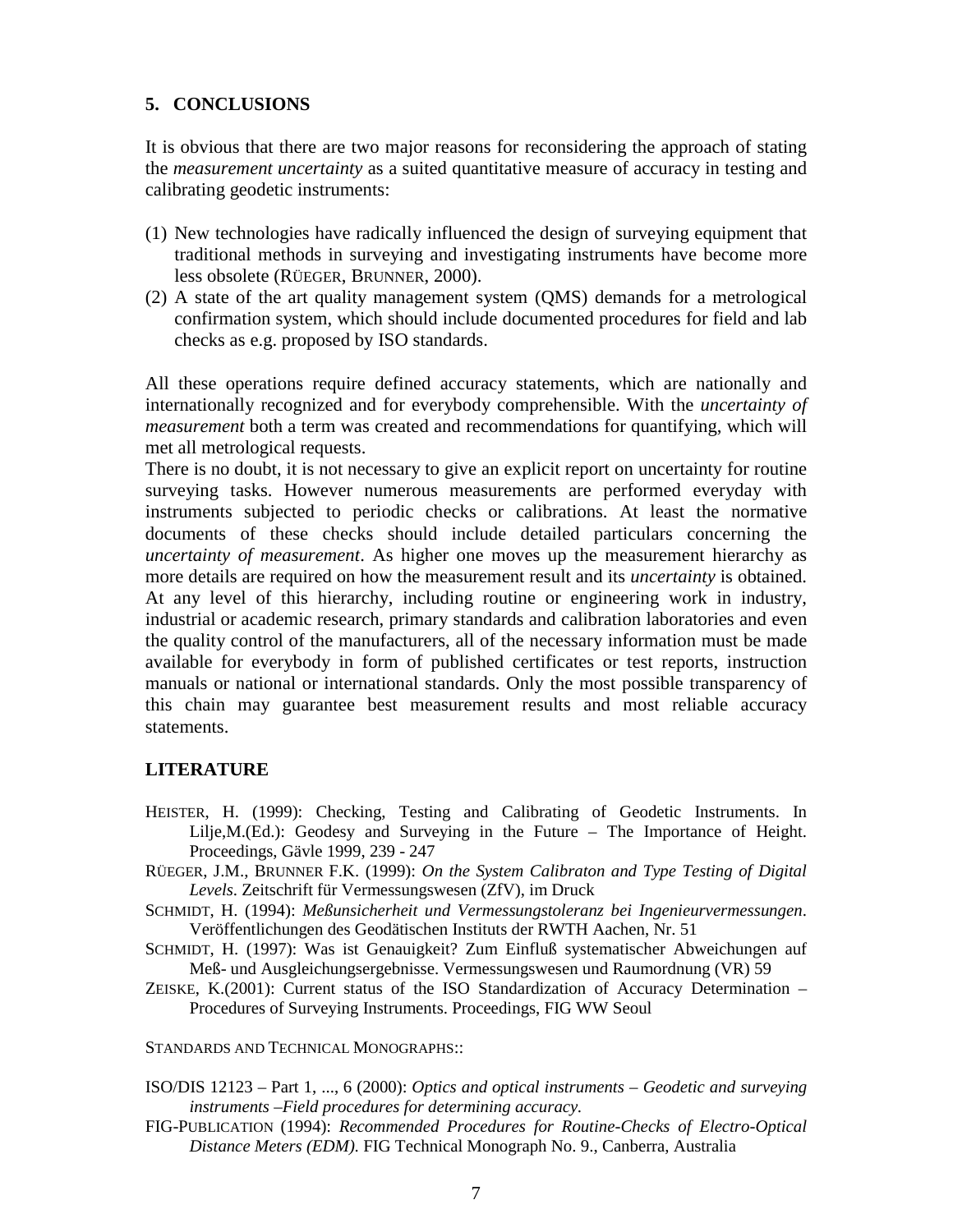## 5. CONCLUSIONS

It is obvious that there are two major reasons for reconsidering the approach of stating the *measurement uncertainty* as a suited quantitative measure of accuracy in testing and calibrating geodetic instruments:

(1) New technologies have radically influenced the design of surveying equipment that traditional methods in surveying and investigating instruments have become more less obsolete (RÜEGER, BRUNNER, 2000).
(2) A state of the art quality management system (QMS) demands for a metrological confirmation system, which should include documented procedures for field and lab checks as e.g. proposed by ISO standards.

All these operations require defined accuracy statements, which are nationally and internationally recognized and for everybody comprehensible. With the *uncertainty of measurement* both a term was created and recommendations for quantifying, which will met all metrological requests.
There is no doubt, it is not necessary to give an explicit report on uncertainty for routine surveying tasks. However numerous measurements are performed everyday with instruments subjected to periodic checks or calibrations. At least the normative documents of these checks should include detailed particulars concerning the *uncertainty of measurement*. As higher one moves up the measurement hierarchy as more details are required on how the measurement result and its *uncertainty* is obtained. At any level of this hierarchy, including routine or engineering work in industry, industrial or academic research, primary standards and calibration laboratories and even the quality control of the manufacturers, all of the necessary information must be made available for everybody in form of published certificates or test reports, instruction manuals or national or international standards. Only the most possible transparency of this chain may guarantee best measurement results and most reliable accuracy statements.

## LITERATURE

HEISTER, H. (1999): Checking, Testing and Calibrating of Geodetic Instruments. In Lilje,M.(Ed.): Geodesy and Surveying in the Future – The Importance of Height. Proceedings, Gävle 1999, 239 - 247

RÜEGER, J.M., BRUNNER F.K. (1999): *On the System Calibraton and Type Testing of Digital Levels*. Zeitschrift für Vermessungswesen (ZfV), im Druck

SCHMIDT, H. (1994): *Meßunsicherheit und Vermessungstoleranz bei Ingenieurvermessungen*. Veröffentlichungen des Geodätischen Instituts der RWTH Aachen, Nr. 51

SCHMIDT, H. (1997): Was ist Genauigkeit? Zum Einfluß systematischer Abweichungen auf Meß- und Ausgleichungsergebnisse. Vermessungswesen und Raumordnung (VR) 59

ZEISKE, K.(2001): Current status of the ISO Standardization of Accuracy Determination – Procedures of Surveying Instruments. Proceedings, FIG WW Seoul

STANDARDS AND TECHNICAL MONOGRAPHS::

ISO/DIS 12123 – Part 1, ..., 6 (2000): *Optics and optical instruments – Geodetic and surveying instruments –Field procedures for determining accuracy.*

FIG-PUBLICATION (1994): *Recommended Procedures for Routine-Checks of Electro-Optical Distance Meters (EDM).* FIG Technical Monograph No. 9., Canberra, Australia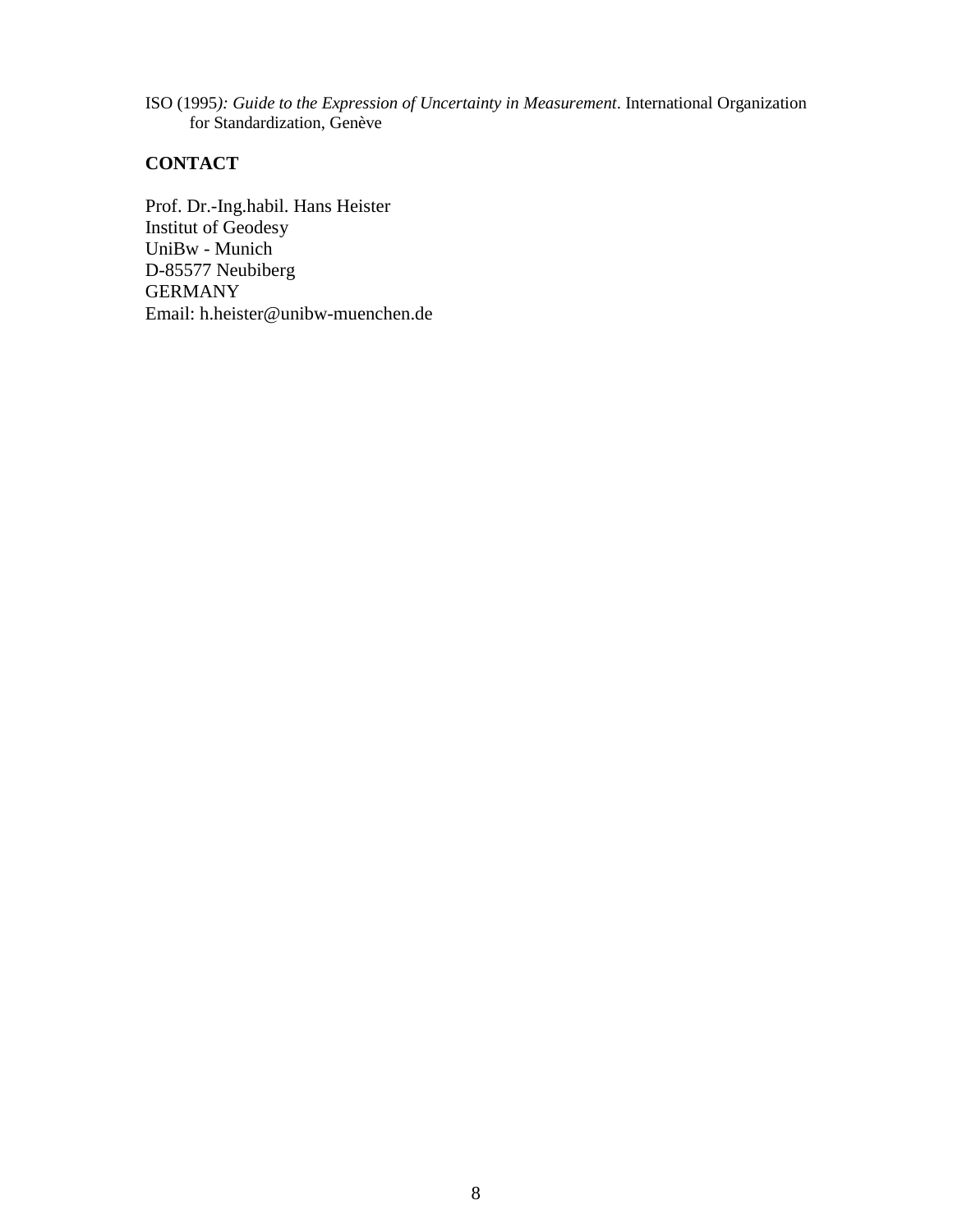ISO (1995*): Guide to the Expression of Uncertainty in Measurement*. International Organization for Standardization, Genève

## CONTACT

Prof. Dr.-Ing.habil. Hans Heister
Institut of Geodesy
UniBw - Munich
D-85577 Neubiberg
GERMANY
Email: h.heister@unibw-muenchen.de